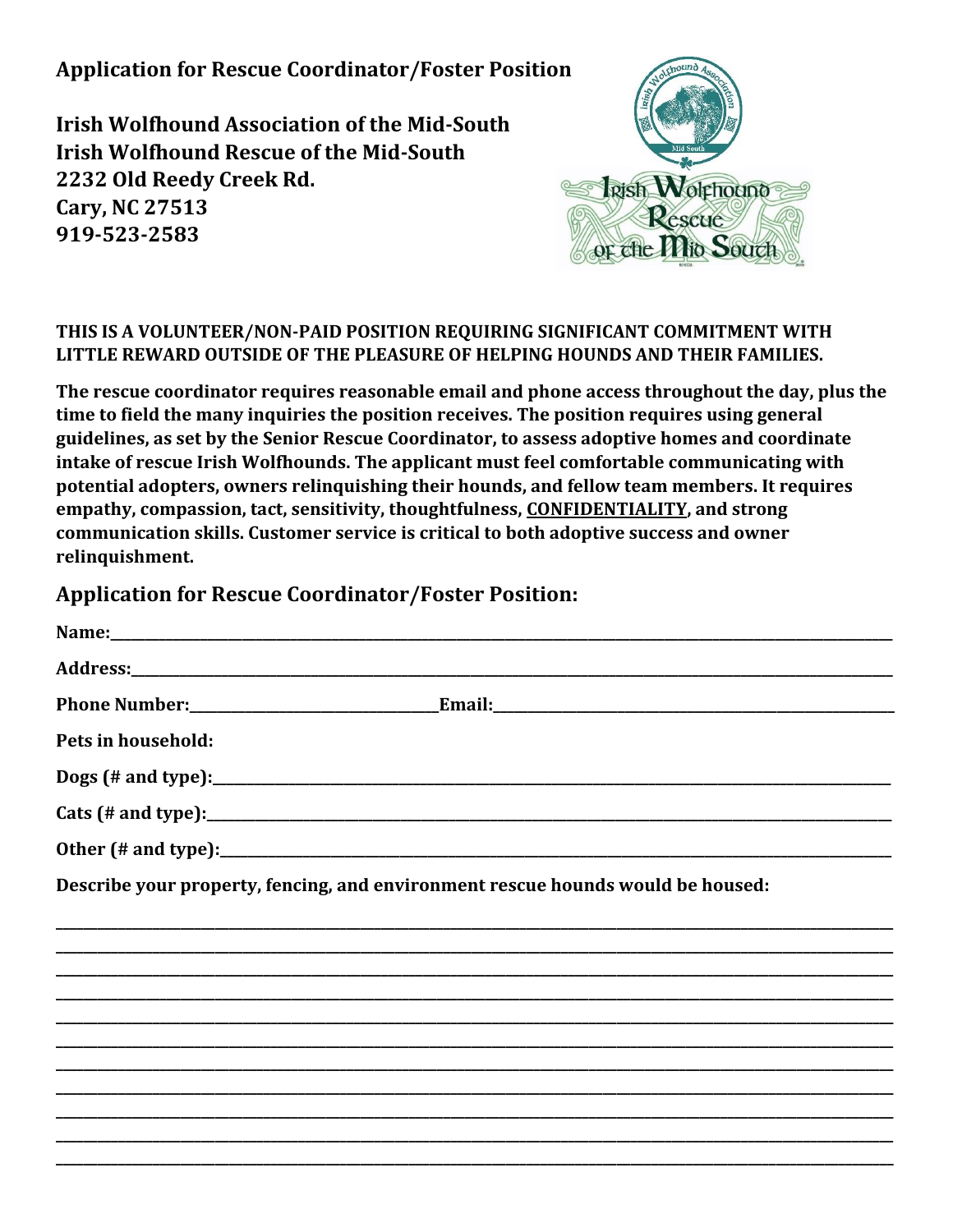## Application for Rescue Coordinator/Foster Position

**Irish Wolfhound Association of the Mid-South**
**Irish Wolfhound Rescue of the Mid-South**
**2232 Old Reedy Creek Rd.**
**Cary, NC 27513**
**919-523-2583**

**THIS IS A VOLUNTEER/NON-PAID POSITION REQUIRING SIGNIFICANT COMMITMENT WITH LITTLE REWARD OUTSIDE OF THE PLEASURE OF HELPING HOUNDS AND THEIR FAMILIES.**

**The rescue coordinator requires reasonable email and phone access throughout the day, plus the time to field the many inquiries the position receives. The position requires using general guidelines, as set by the Senior Rescue Coordinator, to assess adoptive homes and coordinate intake of rescue Irish Wolfhounds. The applicant must feel comfortable communicating with potential adopters, owners relinquishing their hounds, and fellow team members. It requires empathy, compassion, tact, sensitivity, thoughtfulness, <u>CONFIDENTIALITY</u>, and strong communication skills. Customer service is critical to both adoptive success and owner relinquishment.**

## Application for Rescue Coordinator/Foster Position:

**Name:**___________________________________________________________________

**Address:**_________________________________________________________________

**Phone Number:**_______________________ **Email:**_____________________________

**Pets in household:**

**Dogs (# and type):**_______________________________________________________

**Cats (# and type):**________________________________________________________

**Other (# and type):**_______________________________________________________

**Describe your property, fencing, and environment rescue hounds would be housed:**

___________________________________________________________________________
___________________________________________________________________________
___________________________________________________________________________
___________________________________________________________________________
___________________________________________________________________________
___________________________________________________________________________
___________________________________________________________________________
___________________________________________________________________________
___________________________________________________________________________
___________________________________________________________________________
___________________________________________________________________________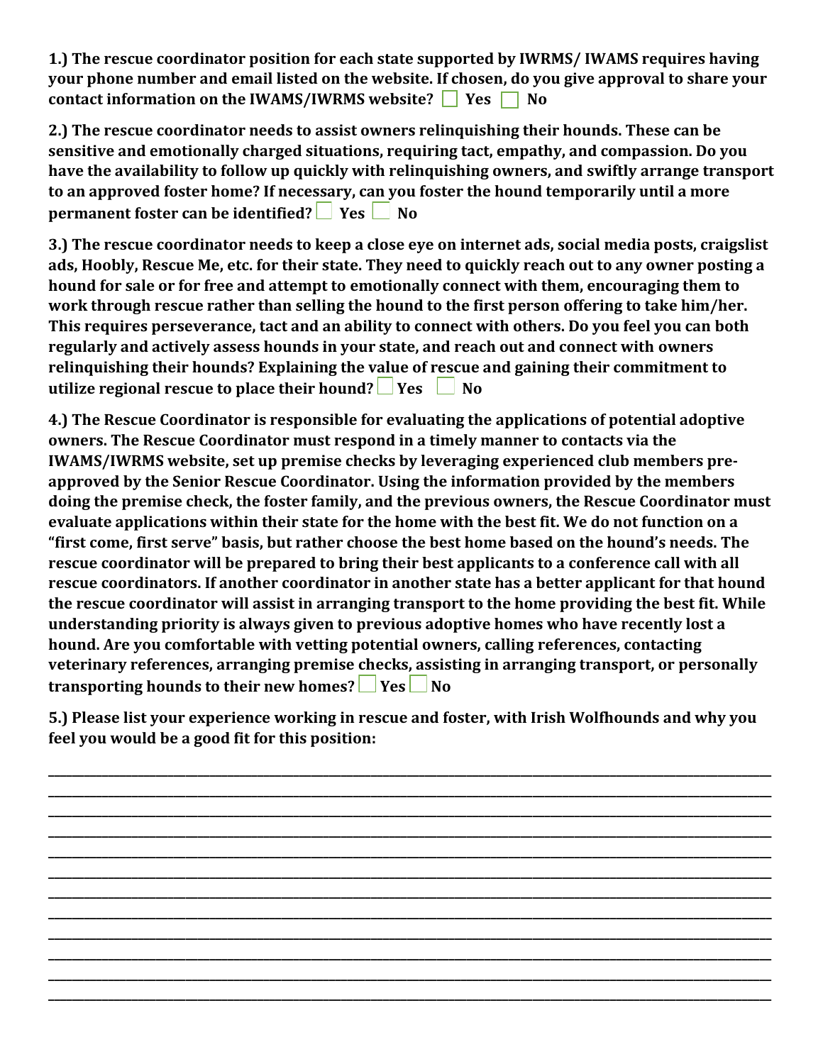**1.) The rescue coordinator position for each state supported by IWRMS/ IWAMS requires having your phone number and email listed on the website. If chosen, do you give approval to share your contact information on the IWAMS/IWRMS website? ☐ Yes ☐ No**

**2.) The rescue coordinator needs to assist owners relinquishing their hounds. These can be sensitive and emotionally charged situations, requiring tact, empathy, and compassion. Do you have the availability to follow up quickly with relinquishing owners, and swiftly arrange transport to an approved foster home? If necessary, can you foster the hound temporarily until a more permanent foster can be identified? ☐ Yes ☐ No**

**3.) The rescue coordinator needs to keep a close eye on internet ads, social media posts, craigslist ads, Hoobly, Rescue Me, etc. for their state. They need to quickly reach out to any owner posting a hound for sale or for free and attempt to emotionally connect with them, encouraging them to work through rescue rather than selling the hound to the first person offering to take him/her. This requires perseverance, tact and an ability to connect with others. Do you feel you can both regularly and actively assess hounds in your state, and reach out and connect with owners relinquishing their hounds? Explaining the value of rescue and gaining their commitment to utilize regional rescue to place their hound? ☐ Yes ☐ No**

**4.) The Rescue Coordinator is responsible for evaluating the applications of potential adoptive owners. The Rescue Coordinator must respond in a timely manner to contacts via the IWAMS/IWRMS website, set up premise checks by leveraging experienced club members pre-approved by the Senior Rescue Coordinator. Using the information provided by the members doing the premise check, the foster family, and the previous owners, the Rescue Coordinator must evaluate applications within their state for the home with the best fit. We do not function on a "first come, first serve" basis, but rather choose the best home based on the hound's needs. The rescue coordinator will be prepared to bring their best applicants to a conference call with all rescue coordinators. If another coordinator in another state has a better applicant for that hound the rescue coordinator will assist in arranging transport to the home providing the best fit. While understanding priority is always given to previous adoptive homes who have recently lost a hound. Are you comfortable with vetting potential owners, calling references, contacting veterinary references, arranging premise checks, assisting in arranging transport, or personally transporting hounds to their new homes? ☐ Yes ☐ No**

**5.) Please list your experience working in rescue and foster, with Irish Wolfhounds and why you feel you would be a good fit for this position:**

______________________________________________________________________________
______________________________________________________________________________
______________________________________________________________________________
______________________________________________________________________________
______________________________________________________________________________
______________________________________________________________________________
______________________________________________________________________________
______________________________________________________________________________
______________________________________________________________________________
______________________________________________________________________________
______________________________________________________________________________
______________________________________________________________________________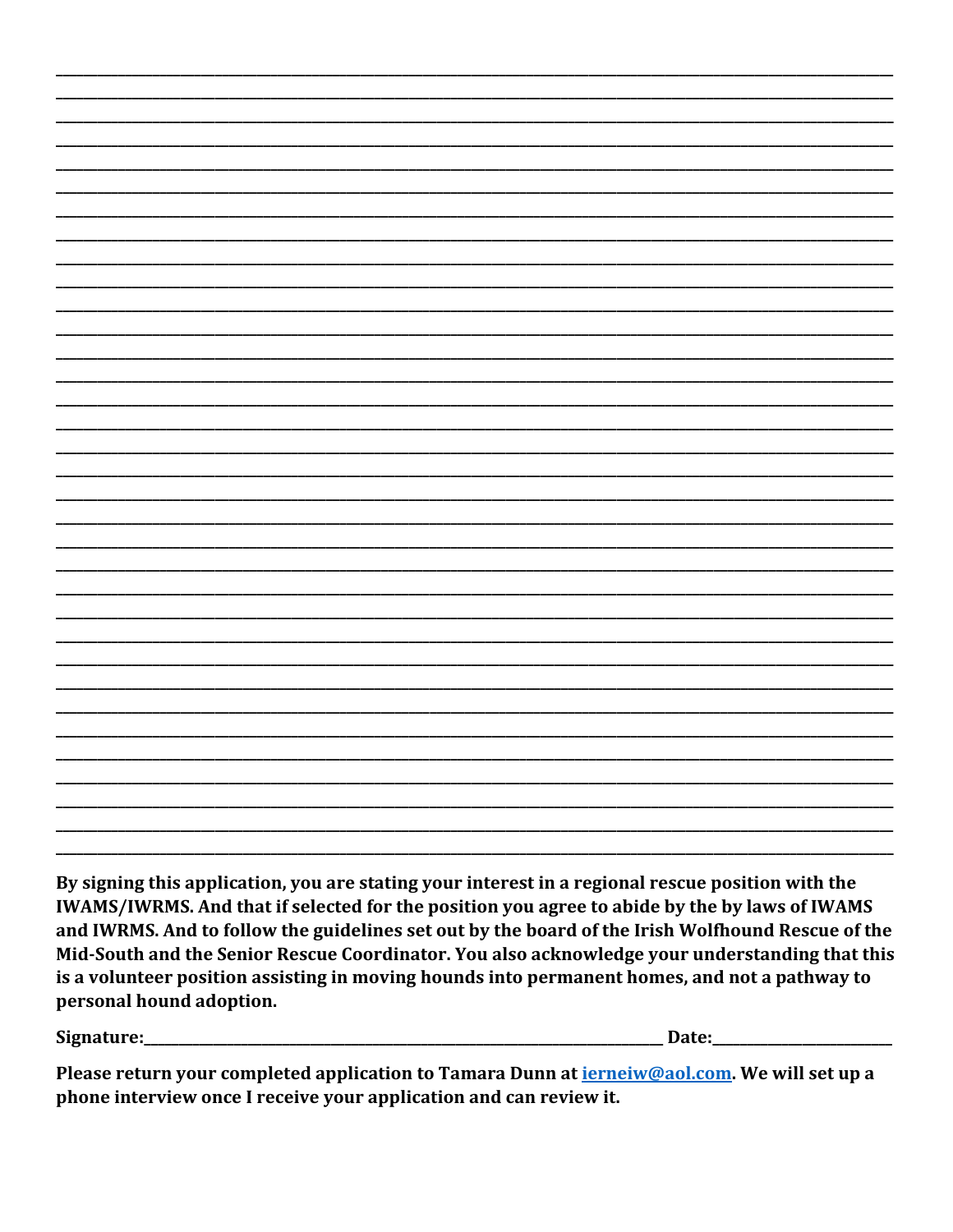_______________________________________________________________________________________________
_______________________________________________________________________________________________
_______________________________________________________________________________________________
_______________________________________________________________________________________________
_______________________________________________________________________________________________
_______________________________________________________________________________________________
_______________________________________________________________________________________________
_______________________________________________________________________________________________
_______________________________________________________________________________________________
_______________________________________________________________________________________________
_______________________________________________________________________________________________
_______________________________________________________________________________________________
_______________________________________________________________________________________________
_______________________________________________________________________________________________
_______________________________________________________________________________________________
_______________________________________________________________________________________________
_______________________________________________________________________________________________
_______________________________________________________________________________________________
_______________________________________________________________________________________________
_______________________________________________________________________________________________
_______________________________________________________________________________________________
_______________________________________________________________________________________________
_______________________________________________________________________________________________
_______________________________________________________________________________________________
_______________________________________________________________________________________________
_______________________________________________________________________________________________
_______________________________________________________________________________________________
_______________________________________________________________________________________________
_______________________________________________________________________________________________
_______________________________________________________________________________________________
_______________________________________________________________________________________________
_______________________________________________________________________________________________
_______________________________________________________________________________________________
_______________________________________________________________________________________________
_______________________________________________________________________________________________
_______________________________________________________________________________________________

**By signing this application, you are stating your interest in a regional rescue position with the IWAMS/IWRMS. And that if selected for the position you agree to abide by the by laws of IWAMS and IWRMS. And to follow the guidelines set out by the board of the Irish Wolfhound Rescue of the Mid-South and the Senior Rescue Coordinator. You also acknowledge your understanding that this is a volunteer position assisting in moving hounds into permanent homes, and not a pathway to personal hound adoption.**

**Signature:_____________________________________________ Date:_______________**

**Please return your completed application to Tamara Dunn at [ierneiw@aol.com](mailto:ierneiw@aol.com). We will set up a phone interview once I receive your application and can review it.**